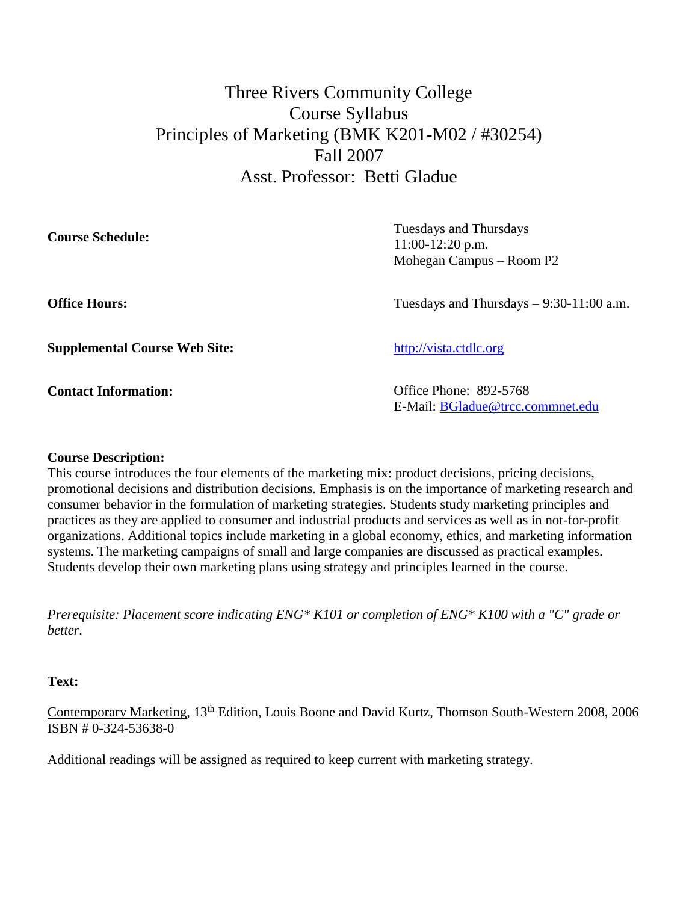# Three Rivers Community College
# Course Syllabus
# Principles of Marketing (BMK K201-M02 / #30254)
# Fall 2007
# Asst. Professor: Betti Gladue

| | |
|---|---|
| **Course Schedule:** | Tuesdays and Thursdays<br>11:00-12:20 p.m.<br>Mohegan Campus – Room P2 |
| **Office Hours:** | Tuesdays and Thursdays – 9:30-11:00 a.m. |
| **Supplemental Course Web Site:** | http://vista.ctdlc.org |
| **Contact Information:** | Office Phone: 892-5768<br>E-Mail: BGladue@trcc.commnet.edu |

**Course Description:**
This course introduces the four elements of the marketing mix: product decisions, pricing decisions, promotional decisions and distribution decisions. Emphasis is on the importance of marketing research and consumer behavior in the formulation of marketing strategies. Students study marketing principles and practices as they are applied to consumer and industrial products and services as well as in not-for-profit organizations. Additional topics include marketing in a global economy, ethics, and marketing information systems. The marketing campaigns of small and large companies are discussed as practical examples. Students develop their own marketing plans using strategy and principles learned in the course.

*Prerequisite: Placement score indicating ENG* K101 or completion of ENG* K100 with a "C" grade or better.*

**Text:**

Contemporary Marketing, 13th Edition, Louis Boone and David Kurtz, Thomson South-Western 2008, 2006
ISBN # 0-324-53638-0

Additional readings will be assigned as required to keep current with marketing strategy.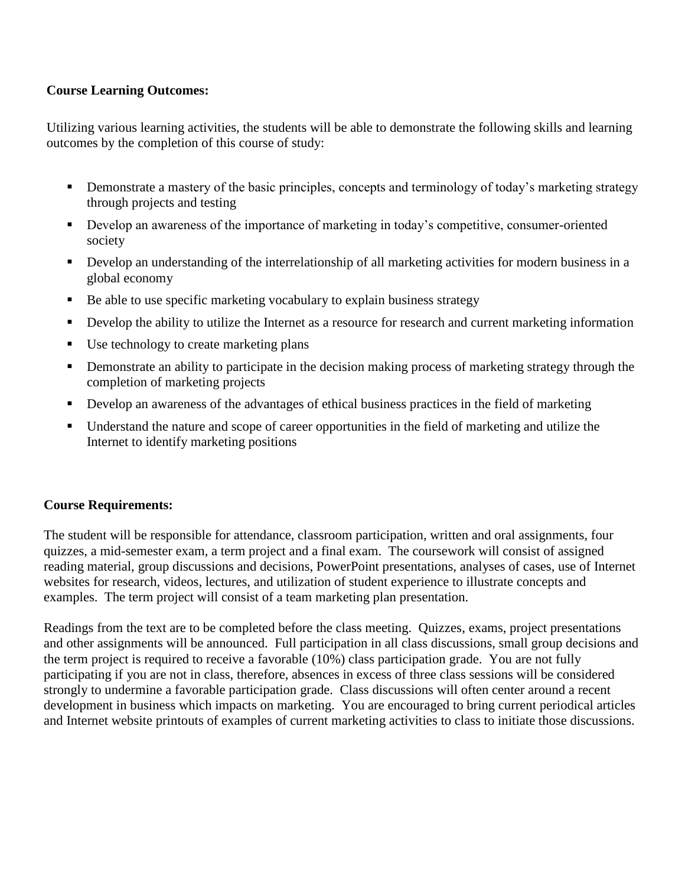**Course Learning Outcomes:**

Utilizing various learning activities, the students will be able to demonstrate the following skills and learning outcomes by the completion of this course of study:

- Demonstrate a mastery of the basic principles, concepts and terminology of today's marketing strategy through projects and testing
- Develop an awareness of the importance of marketing in today's competitive, consumer-oriented society
- Develop an understanding of the interrelationship of all marketing activities for modern business in a global economy
- Be able to use specific marketing vocabulary to explain business strategy
- Develop the ability to utilize the Internet as a resource for research and current marketing information
- Use technology to create marketing plans
- Demonstrate an ability to participate in the decision making process of marketing strategy through the completion of marketing projects
- Develop an awareness of the advantages of ethical business practices in the field of marketing
- Understand the nature and scope of career opportunities in the field of marketing and utilize the Internet to identify marketing positions

**Course Requirements:**

The student will be responsible for attendance, classroom participation, written and oral assignments, four quizzes, a mid-semester exam, a term project and a final exam. The coursework will consist of assigned reading material, group discussions and decisions, PowerPoint presentations, analyses of cases, use of Internet websites for research, videos, lectures, and utilization of student experience to illustrate concepts and examples. The term project will consist of a team marketing plan presentation.

Readings from the text are to be completed before the class meeting. Quizzes, exams, project presentations and other assignments will be announced. Full participation in all class discussions, small group decisions and the term project is required to receive a favorable (10%) class participation grade. You are not fully participating if you are not in class, therefore, absences in excess of three class sessions will be considered strongly to undermine a favorable participation grade. Class discussions will often center around a recent development in business which impacts on marketing. You are encouraged to bring current periodical articles and Internet website printouts of examples of current marketing activities to class to initiate those discussions.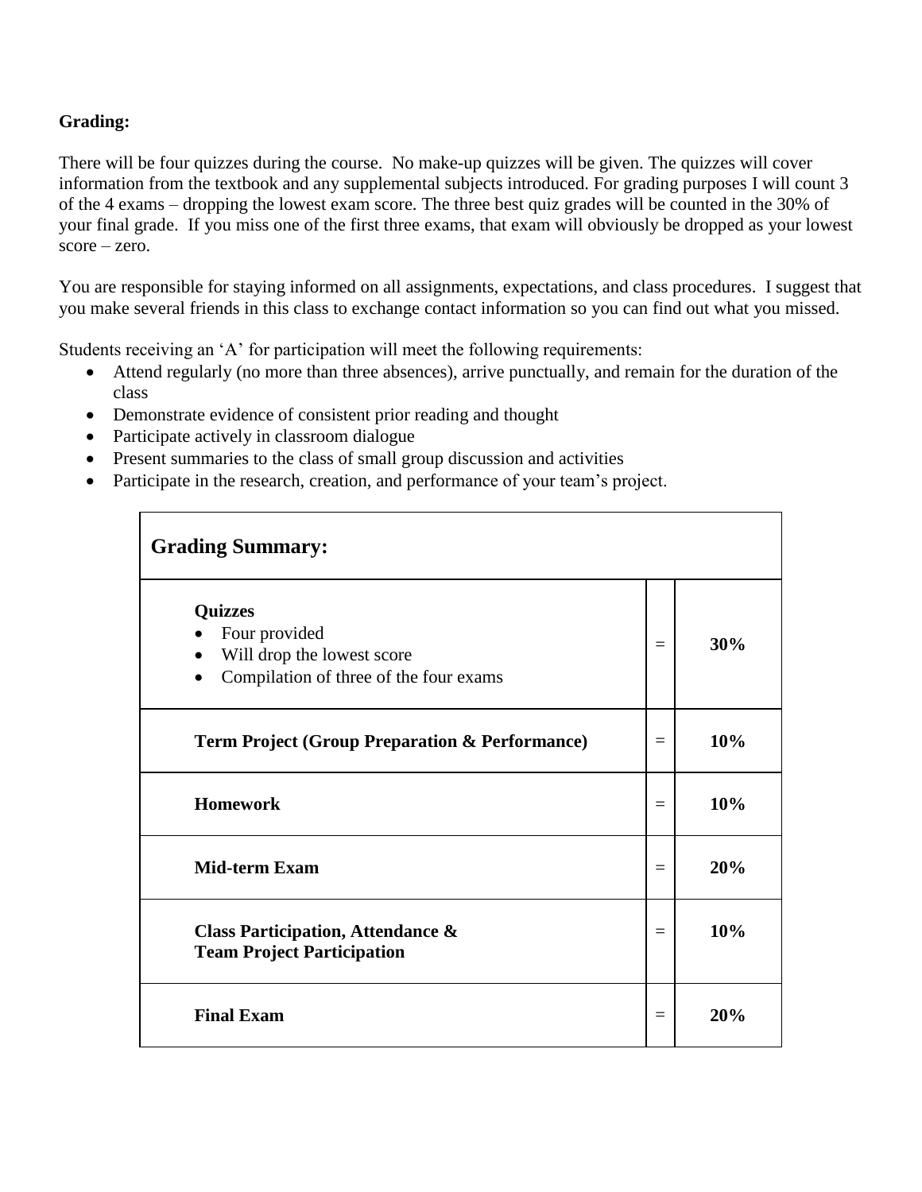**Grading:**

There will be four quizzes during the course. No make-up quizzes will be given. The quizzes will cover information from the textbook and any supplemental subjects introduced. For grading purposes I will count 3 of the 4 exams – dropping the lowest exam score. The three best quiz grades will be counted in the 30% of your final grade. If you miss one of the first three exams, that exam will obviously be dropped as your lowest score – zero.

You are responsible for staying informed on all assignments, expectations, and class procedures. I suggest that you make several friends in this class to exchange contact information so you can find out what you missed.

Students receiving an 'A' for participation will meet the following requirements:

- Attend regularly (no more than three absences), arrive punctually, and remain for the duration of the class
- Demonstrate evidence of consistent prior reading and thought
- Participate actively in classroom dialogue
- Present summaries to the class of small group discussion and activities
- Participate in the research, creation, and performance of your team's project.

| **Grading Summary:** | | |
|---|---|---|
| **Quizzes**<br>• Four provided<br>• Will drop the lowest score<br>• Compilation of three of the four exams | = | **30%** |
| **Term Project (Group Preparation & Performance)** | = | **10%** |
| **Homework** | = | **10%** |
| **Mid-term Exam** | = | **20%** |
| **Class Participation, Attendance & Team Project Participation** | = | **10%** |
| **Final Exam** | = | **20%** |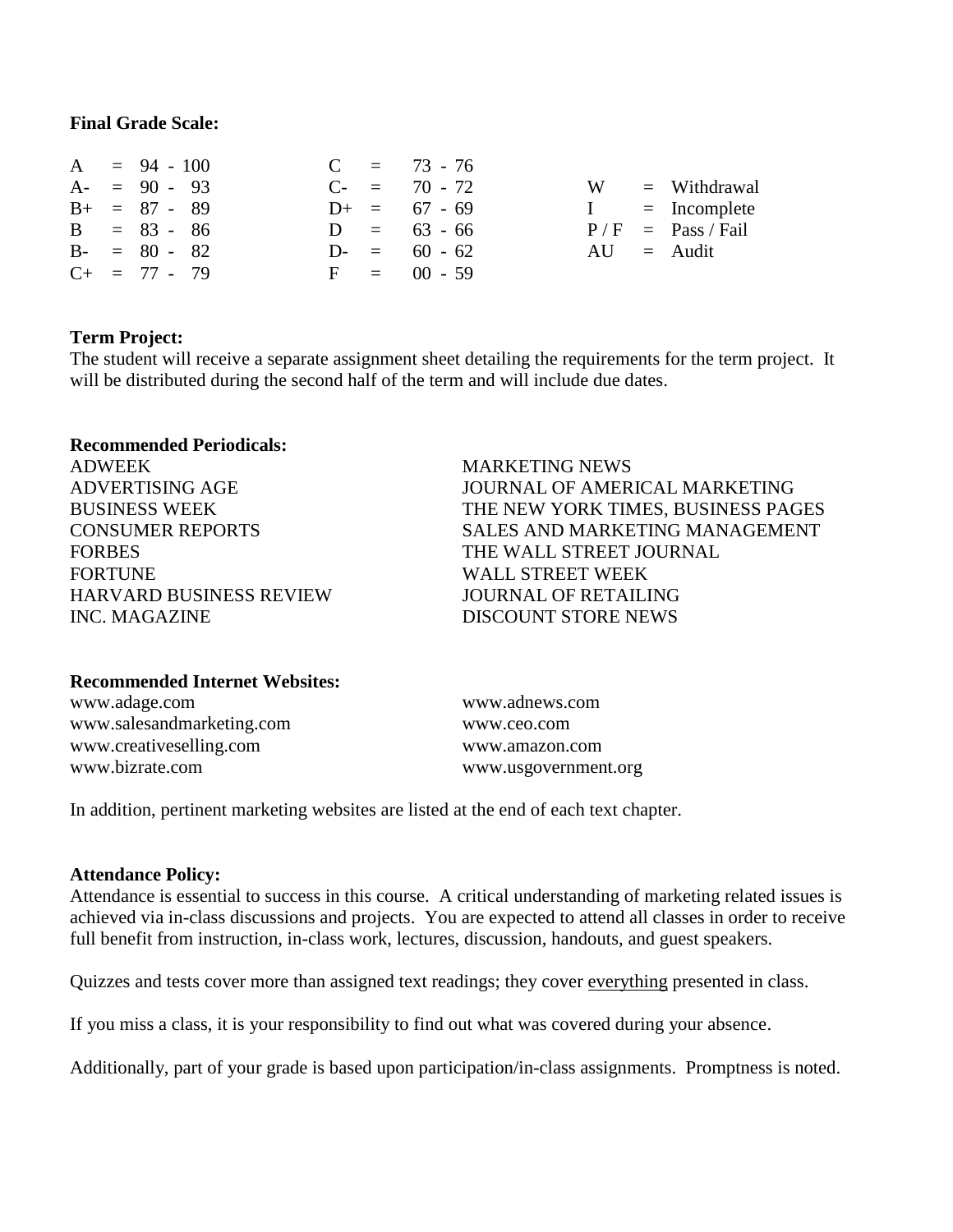**Final Grade Scale:**

| | | | | | | | |
|---|---|---|---|---|---|---|---|
| A | = 94 - 100 | C | = 73 - 76 | | |
| A- | = 90 - 93 | C- | = 70 - 72 | W | = Withdrawal |
| B+ | = 87 - 89 | D+ | = 67 - 69 | I | = Incomplete |
| B | = 83 - 86 | D | = 63 - 66 | P / F | = Pass / Fail |
| B- | = 80 - 82 | D- | = 60 - 62 | AU | = Audit |
| C+ | = 77 - 79 | F | = 00 - 59 | | |

**Term Project:**
The student will receive a separate assignment sheet detailing the requirements for the term project. It will be distributed during the second half of the term and will include due dates.

**Recommended Periodicals:**

ADWEEK
ADVERTISING AGE
BUSINESS WEEK
CONSUMER REPORTS
FORBES
FORTUNE
HARVARD BUSINESS REVIEW
INC. MAGAZINE
MARKETING NEWS
JOURNAL OF AMERICAL MARKETING
THE NEW YORK TIMES, BUSINESS PAGES
SALES AND MARKETING MANAGEMENT
THE WALL STREET JOURNAL
WALL STREET WEEK
JOURNAL OF RETAILING
DISCOUNT STORE NEWS

**Recommended Internet Websites:**

www.adage.com
www.salesandmarketing.com
www.creativeselling.com
www.bizrate.com
www.adnews.com
www.ceo.com
www.amazon.com
www.usgovernment.org

In addition, pertinent marketing websites are listed at the end of each text chapter.

**Attendance Policy:**
Attendance is essential to success in this course. A critical understanding of marketing related issues is achieved via in-class discussions and projects. You are expected to attend all classes in order to receive full benefit from instruction, in-class work, lectures, discussion, handouts, and guest speakers.

Quizzes and tests cover more than assigned text readings; they cover <u>everything</u> presented in class.

If you miss a class, it is your responsibility to find out what was covered during your absence.

Additionally, part of your grade is based upon participation/in-class assignments. Promptness is noted.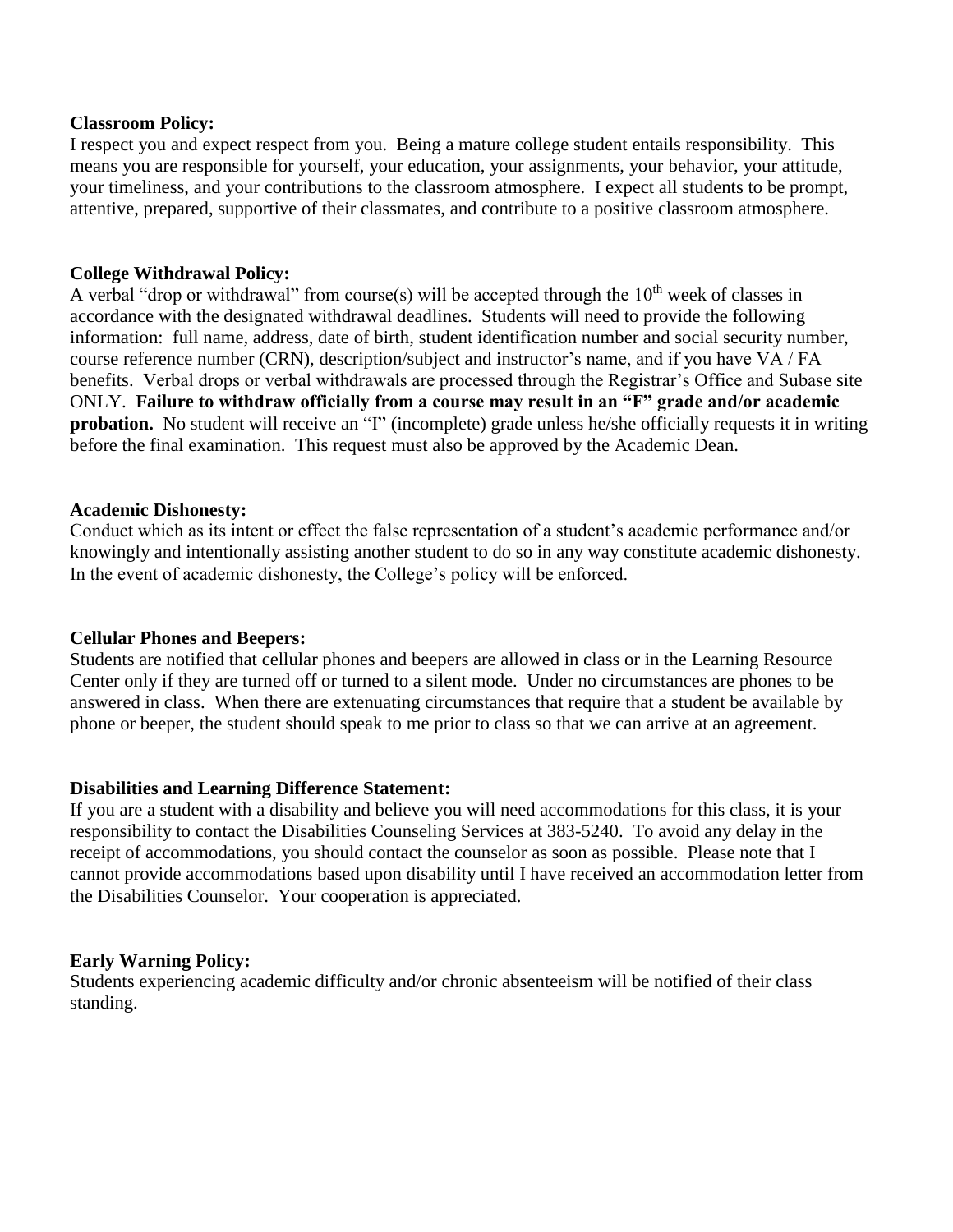**Classroom Policy:**
I respect you and expect respect from you. Being a mature college student entails responsibility. This means you are responsible for yourself, your education, your assignments, your behavior, your attitude, your timeliness, and your contributions to the classroom atmosphere. I expect all students to be prompt, attentive, prepared, supportive of their classmates, and contribute to a positive classroom atmosphere.

**College Withdrawal Policy:**
A verbal "drop or withdrawal" from course(s) will be accepted through the 10th week of classes in accordance with the designated withdrawal deadlines. Students will need to provide the following information: full name, address, date of birth, student identification number and social security number, course reference number (CRN), description/subject and instructor's name, and if you have VA / FA benefits. Verbal drops or verbal withdrawals are processed through the Registrar's Office and Subase site ONLY. **Failure to withdraw officially from a course may result in an "F" grade and/or academic probation.** No student will receive an "I" (incomplete) grade unless he/she officially requests it in writing before the final examination. This request must also be approved by the Academic Dean.

**Academic Dishonesty:**
Conduct which as its intent or effect the false representation of a student's academic performance and/or knowingly and intentionally assisting another student to do so in any way constitute academic dishonesty. In the event of academic dishonesty, the College's policy will be enforced.

**Cellular Phones and Beepers:**
Students are notified that cellular phones and beepers are allowed in class or in the Learning Resource Center only if they are turned off or turned to a silent mode. Under no circumstances are phones to be answered in class. When there are extenuating circumstances that require that a student be available by phone or beeper, the student should speak to me prior to class so that we can arrive at an agreement.

**Disabilities and Learning Difference Statement:**
If you are a student with a disability and believe you will need accommodations for this class, it is your responsibility to contact the Disabilities Counseling Services at 383-5240. To avoid any delay in the receipt of accommodations, you should contact the counselor as soon as possible. Please note that I cannot provide accommodations based upon disability until I have received an accommodation letter from the Disabilities Counselor. Your cooperation is appreciated.

**Early Warning Policy:**
Students experiencing academic difficulty and/or chronic absenteeism will be notified of their class standing.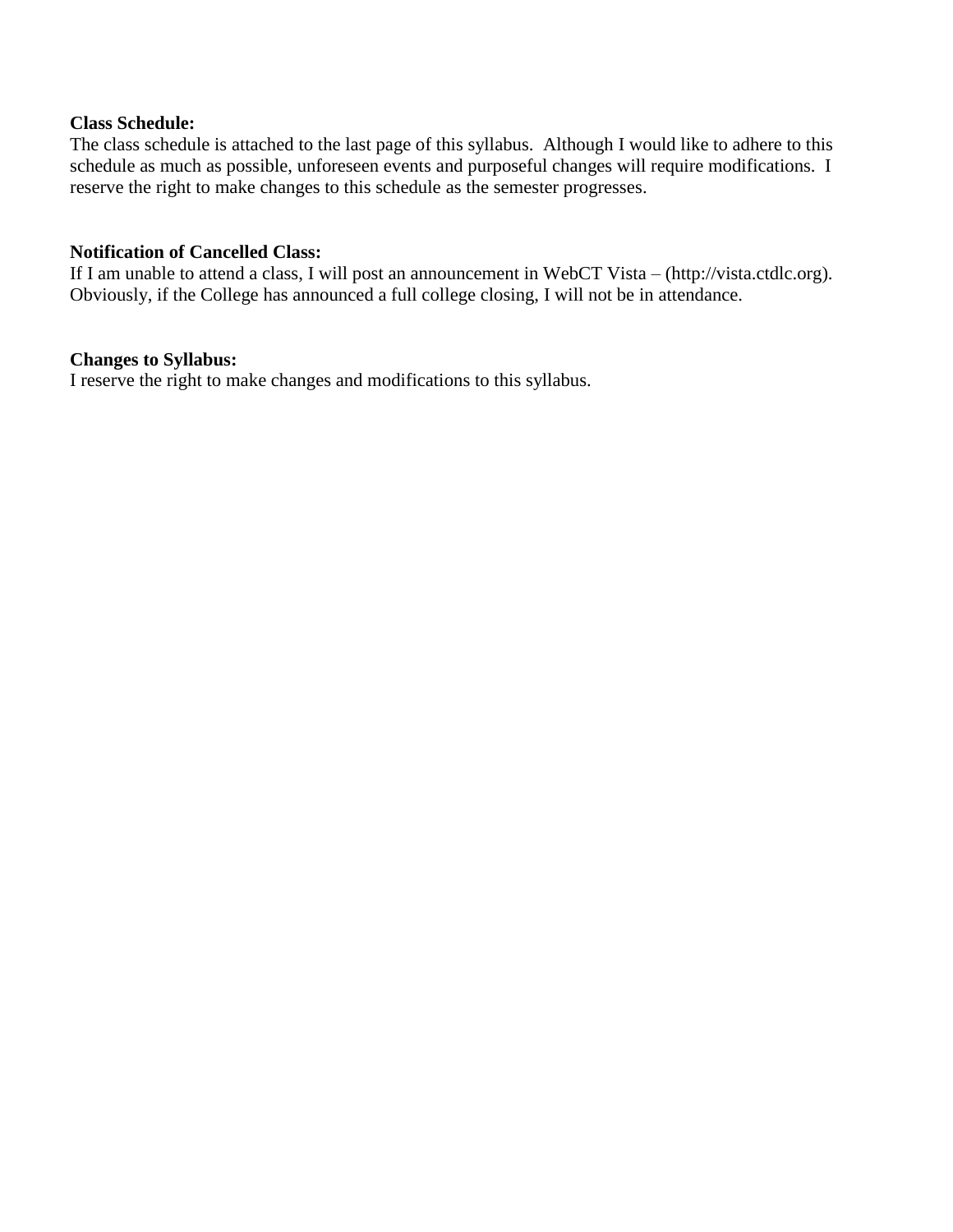**Class Schedule:**
The class schedule is attached to the last page of this syllabus. Although I would like to adhere to this schedule as much as possible, unforeseen events and purposeful changes will require modifications. I reserve the right to make changes to this schedule as the semester progresses.

**Notification of Cancelled Class:**
If I am unable to attend a class, I will post an announcement in WebCT Vista – (http://vista.ctdlc.org). Obviously, if the College has announced a full college closing, I will not be in attendance.

**Changes to Syllabus:**
I reserve the right to make changes and modifications to this syllabus.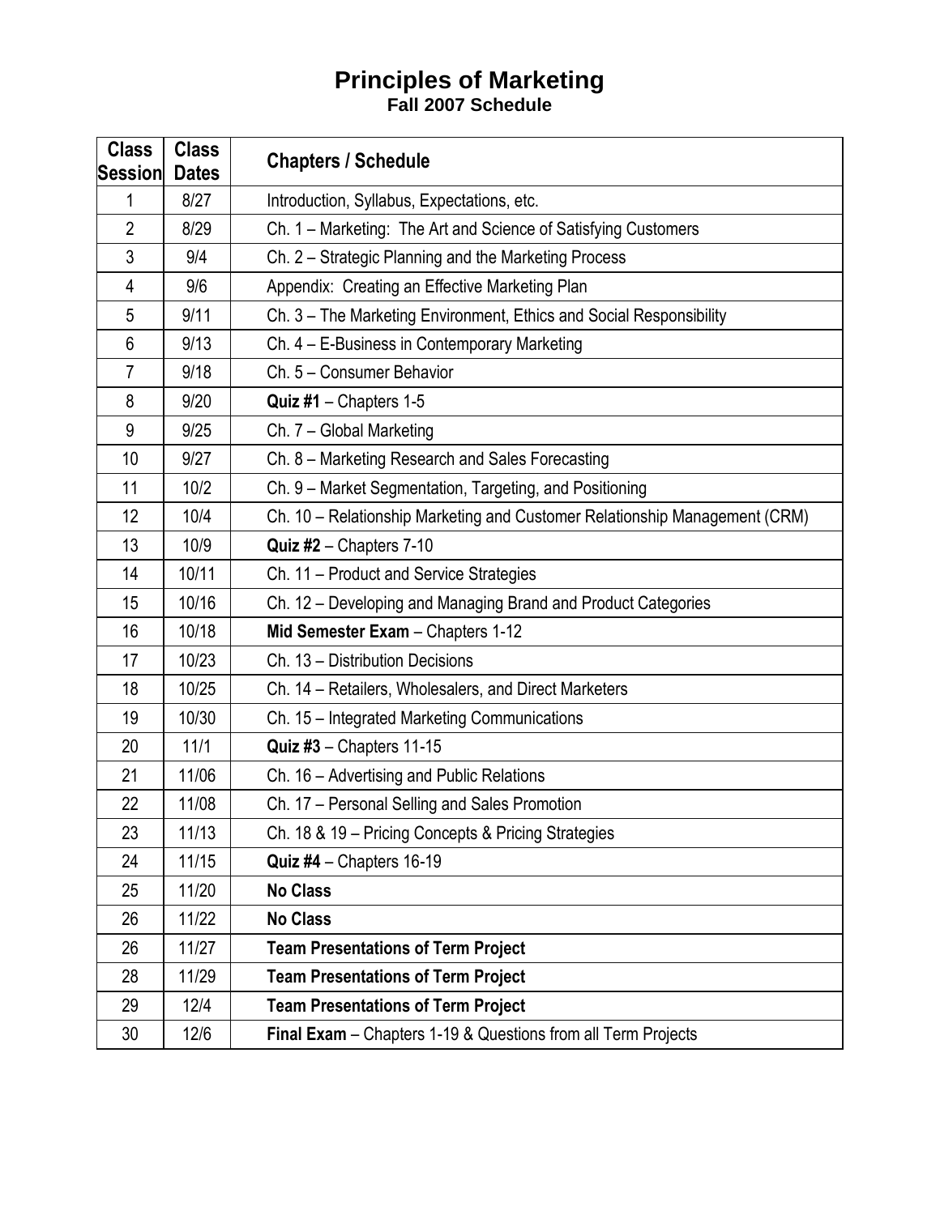# Principles of Marketing

**Fall 2007 Schedule**

| Class Session | Class Dates | Chapters / Schedule |
|---|---|---|
| 1 | 8/27 | Introduction, Syllabus, Expectations, etc. |
| 2 | 8/29 | Ch. 1 – Marketing: The Art and Science of Satisfying Customers |
| 3 | 9/4 | Ch. 2 – Strategic Planning and the Marketing Process |
| 4 | 9/6 | Appendix: Creating an Effective Marketing Plan |
| 5 | 9/11 | Ch. 3 – The Marketing Environment, Ethics and Social Responsibility |
| 6 | 9/13 | Ch. 4 – E-Business in Contemporary Marketing |
| 7 | 9/18 | Ch. 5 – Consumer Behavior |
| 8 | 9/20 | **Quiz #1** – Chapters 1-5 |
| 9 | 9/25 | Ch. 7 – Global Marketing |
| 10 | 9/27 | Ch. 8 – Marketing Research and Sales Forecasting |
| 11 | 10/2 | Ch. 9 – Market Segmentation, Targeting, and Positioning |
| 12 | 10/4 | Ch. 10 – Relationship Marketing and Customer Relationship Management (CRM) |
| 13 | 10/9 | **Quiz #2** – Chapters 7-10 |
| 14 | 10/11 | Ch. 11 – Product and Service Strategies |
| 15 | 10/16 | Ch. 12 – Developing and Managing Brand and Product Categories |
| 16 | 10/18 | **Mid Semester Exam** – Chapters 1-12 |
| 17 | 10/23 | Ch. 13 – Distribution Decisions |
| 18 | 10/25 | Ch. 14 – Retailers, Wholesalers, and Direct Marketers |
| 19 | 10/30 | Ch. 15 – Integrated Marketing Communications |
| 20 | 11/1 | **Quiz #3** – Chapters 11-15 |
| 21 | 11/06 | Ch. 16 – Advertising and Public Relations |
| 22 | 11/08 | Ch. 17 – Personal Selling and Sales Promotion |
| 23 | 11/13 | Ch. 18 & 19 – Pricing Concepts & Pricing Strategies |
| 24 | 11/15 | **Quiz #4** – Chapters 16-19 |
| 25 | 11/20 | **No Class** |
| 26 | 11/22 | **No Class** |
| 26 | 11/27 | **Team Presentations of Term Project** |
| 28 | 11/29 | **Team Presentations of Term Project** |
| 29 | 12/4 | **Team Presentations of Term Project** |
| 30 | 12/6 | **Final Exam** – Chapters 1-19 & Questions from all Term Projects |